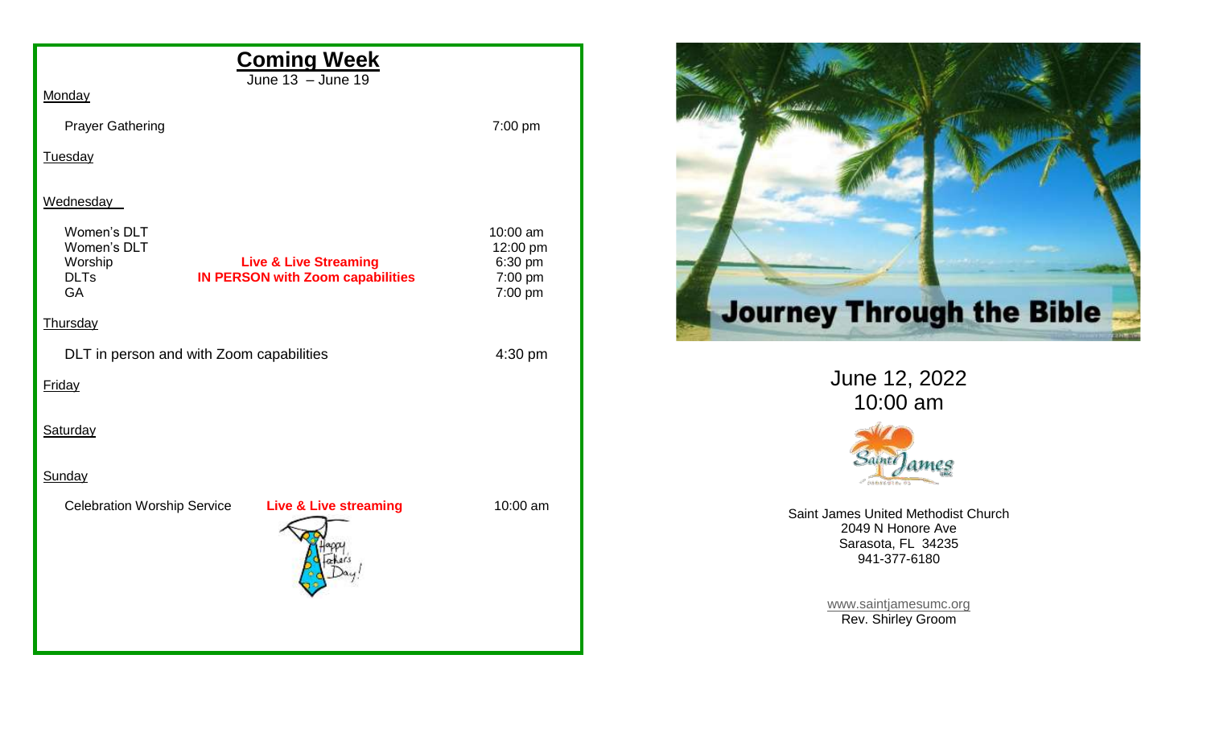## Coming Week

June 13 – June 19

Monday

Prayer Gathering 7:00 pm

Tuesday

Wednesday

| | | |
|---|---|---|
| Women's DLT | | 10:00 am |
| Women's DLT | | 12:00 pm |
| Worship | **Live & Live Streaming** | 6:30 pm |
| DLTs | **IN PERSON with Zoom capabilities** | 7:00 pm |
| GA | | 7:00 pm |

Thursday

DLT in person and with Zoom capabilities 4:30 pm

Friday

Saturday

Sunday

Celebration Worship Service **Live & Live streaming** 10:00 am

Happy Fathers Day!

# Journey Through the Bible

June 12, 2022
10:00 am

Saint James United Methodist Church
2049 N Honore Ave
Sarasota, FL 34235
941-377-6180

www.saintjamesumc.org
Rev. Shirley Groom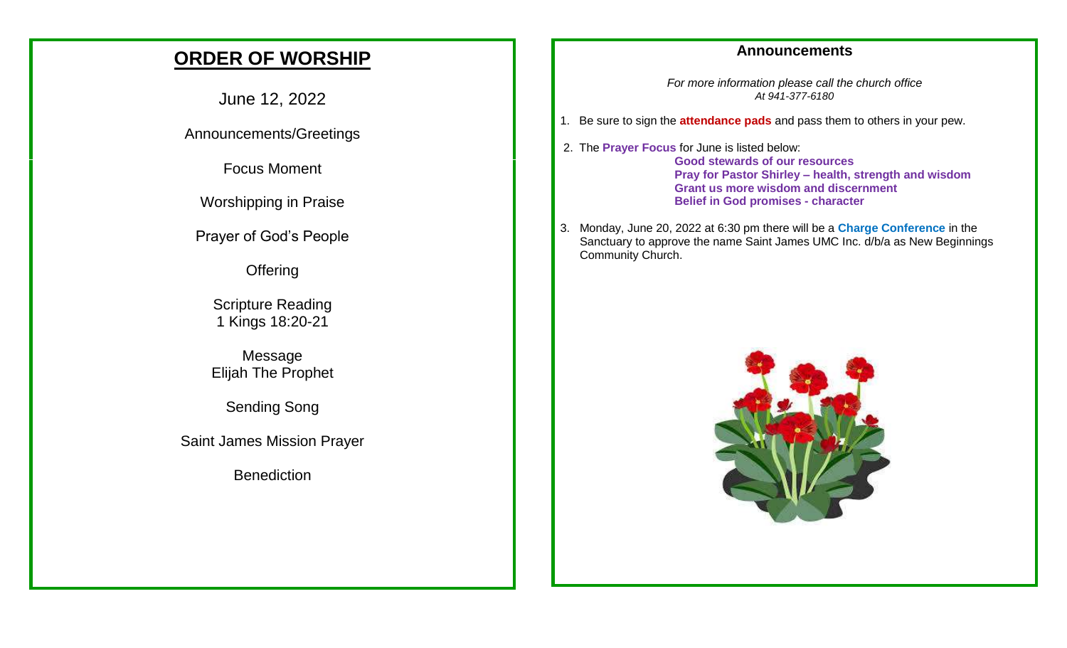# ORDER OF WORSHIP

June 12, 2022

Announcements/Greetings

Focus Moment

Worshipping in Praise

Prayer of God's People

Offering

Scripture Reading
1 Kings 18:20-21

Message
Elijah The Prophet

Sending Song

Saint James Mission Prayer

Benediction

## Announcements

*For more information please call the church office*
*At 941-377-6180*

1. Be sure to sign the **attendance pads** and pass them to others in your pew.

2. The **Prayer Focus** for June is listed below:
   - **Good stewards of our resources**
   - **Pray for Pastor Shirley – health, strength and wisdom**
   - **Grant us more wisdom and discernment**
   - **Belief in God promises - character**

3. Monday, June 20, 2022 at 6:30 pm there will be a **Charge Conference** in the Sanctuary to approve the name Saint James UMC Inc. d/b/a as New Beginnings Community Church.